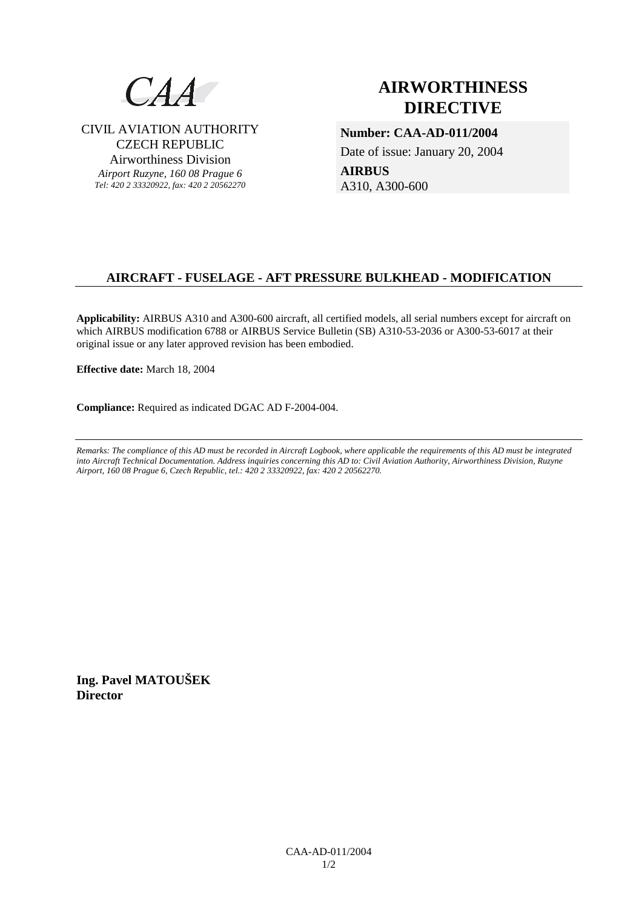CAA

CIVIL AVIATION AUTHORITY
CZECH REPUBLIC
Airworthiness Division
*Airport Ruzyne, 160 08 Prague 6*
*Tel: 420 2 33320922, fax: 420 2 20562270*

# AIRWORTHINESS DIRECTIVE

**Number: CAA-AD-011/2004**
Date of issue: January 20, 2004
**AIRBUS**
A310, A300-600

## AIRCRAFT - FUSELAGE - AFT PRESSURE BULKHEAD - MODIFICATION

**Applicability:** AIRBUS A310 and A300-600 aircraft, all certified models, all serial numbers except for aircraft on which AIRBUS modification 6788 or AIRBUS Service Bulletin (SB) A310-53-2036 or A300-53-6017 at their original issue or any later approved revision has been embodied.

**Effective date:** March 18, 2004

**Compliance:** Required as indicated DGAC AD F-2004-004.

---

*Remarks: The compliance of this AD must be recorded in Aircraft Logbook, where applicable the requirements of this AD must be integrated into Aircraft Technical Documentation. Address inquiries concerning this AD to: Civil Aviation Authority, Airworthiness Division, Ruzyne Airport, 160 08 Prague 6, Czech Republic, tel.: 420 2 33320922, fax: 420 2 20562270.*

**Ing. Pavel MATOUŠEK**
**Director**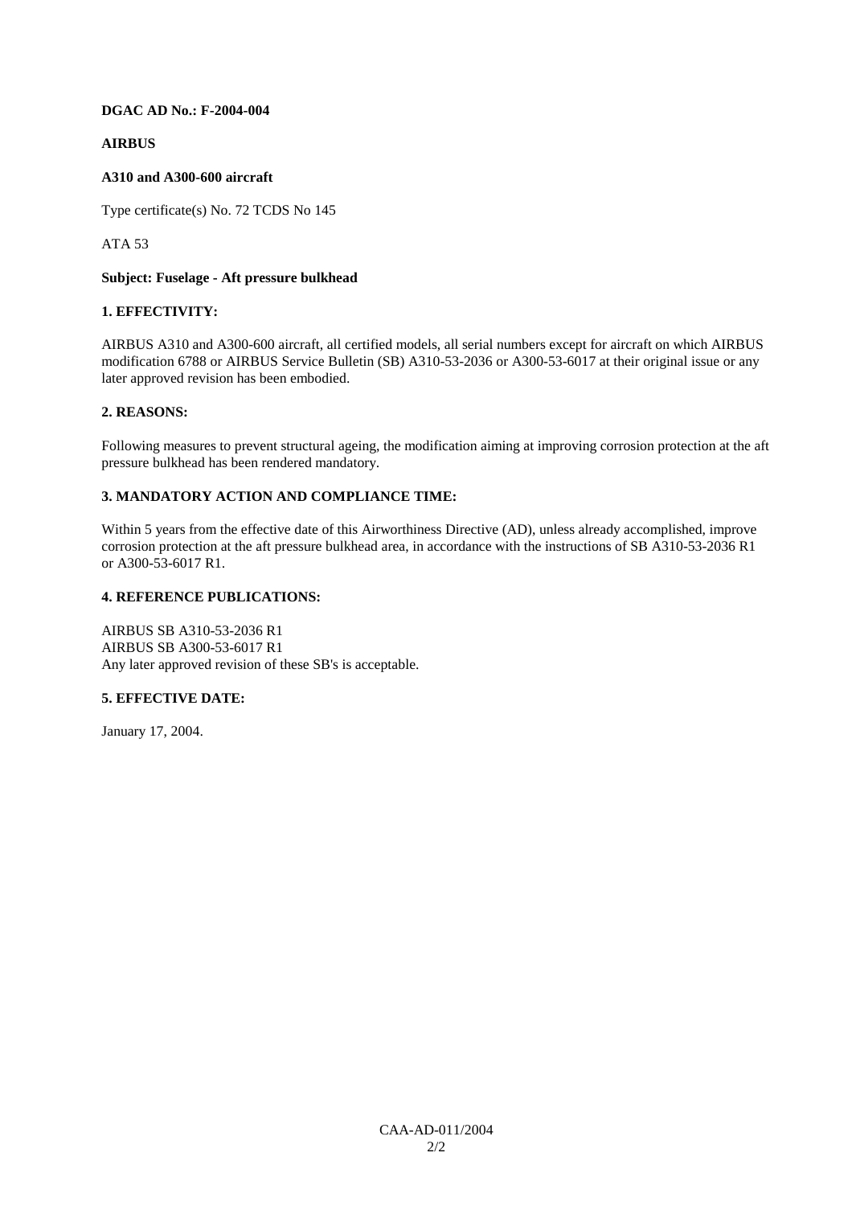**DGAC AD No.: F-2004-004**

**AIRBUS**

**A310 and A300-600 aircraft**

Type certificate(s) No. 72 TCDS No 145

ATA 53

**Subject: Fuselage - Aft pressure bulkhead**

**1. EFFECTIVITY:**

AIRBUS A310 and A300-600 aircraft, all certified models, all serial numbers except for aircraft on which AIRBUS modification 6788 or AIRBUS Service Bulletin (SB) A310-53-2036 or A300-53-6017 at their original issue or any later approved revision has been embodied.

**2. REASONS:**

Following measures to prevent structural ageing, the modification aiming at improving corrosion protection at the aft pressure bulkhead has been rendered mandatory.

**3. MANDATORY ACTION AND COMPLIANCE TIME:**

Within 5 years from the effective date of this Airworthiness Directive (AD), unless already accomplished, improve corrosion protection at the aft pressure bulkhead area, in accordance with the instructions of SB A310-53-2036 R1 or A300-53-6017 R1.

**4. REFERENCE PUBLICATIONS:**

AIRBUS SB A310-53-2036 R1
AIRBUS SB A300-53-6017 R1
Any later approved revision of these SB's is acceptable.

**5. EFFECTIVE DATE:**

January 17, 2004.

CAA-AD-011/2004